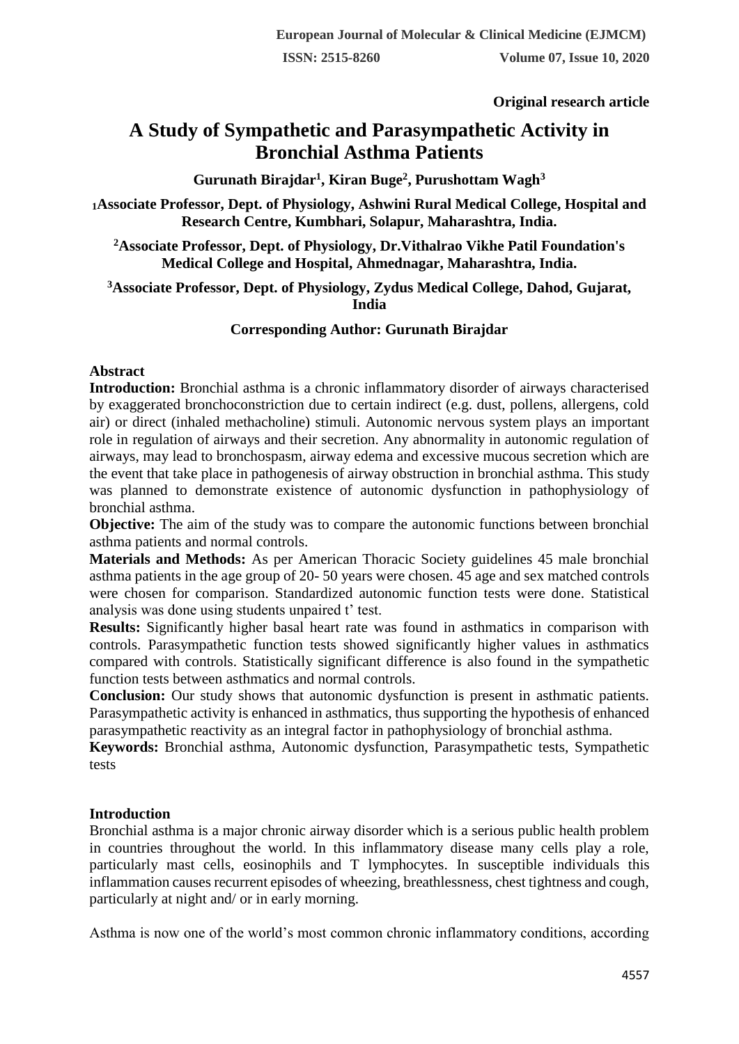**Original research article**

# A Study of Sympathetic and Parasympathetic Activity in Bronchial Asthma Patients

**Gurunath Birajdar[1], Kiran Buge[2], Purushottam Wagh[3]**

[1]**Associate Professor, Dept. of Physiology, Ashwini Rural Medical College, Hospital and Research Centre, Kumbhari, Solapur, Maharashtra, India.**

[2]**Associate Professor, Dept. of Physiology, Dr.Vithalrao Vikhe Patil Foundation's Medical College and Hospital, Ahmednagar, Maharashtra, India.**

[3]**Associate Professor, Dept. of Physiology, Zydus Medical College, Dahod, Gujarat, India**

**Corresponding Author: Gurunath Birajdar**

## Abstract

**Introduction:** Bronchial asthma is a chronic inflammatory disorder of airways characterised by exaggerated bronchoconstriction due to certain indirect (e.g. dust, pollens, allergens, cold air) or direct (inhaled methacholine) stimuli. Autonomic nervous system plays an important role in regulation of airways and their secretion. Any abnormality in autonomic regulation of airways, may lead to bronchospasm, airway edema and excessive mucous secretion which are the event that take place in pathogenesis of airway obstruction in bronchial asthma. This study was planned to demonstrate existence of autonomic dysfunction in pathophysiology of bronchial asthma.

**Objective:** The aim of the study was to compare the autonomic functions between bronchial asthma patients and normal controls.

**Materials and Methods:** As per American Thoracic Society guidelines 45 male bronchial asthma patients in the age group of 20- 50 years were chosen. 45 age and sex matched controls were chosen for comparison. Standardized autonomic function tests were done. Statistical analysis was done using students unpaired t' test.

**Results:** Significantly higher basal heart rate was found in asthmatics in comparison with controls. Parasympathetic function tests showed significantly higher values in asthmatics compared with controls. Statistically significant difference is also found in the sympathetic function tests between asthmatics and normal controls.

**Conclusion:** Our study shows that autonomic dysfunction is present in asthmatic patients. Parasympathetic activity is enhanced in asthmatics, thus supporting the hypothesis of enhanced parasympathetic reactivity as an integral factor in pathophysiology of bronchial asthma.

**Keywords:** Bronchial asthma, Autonomic dysfunction, Parasympathetic tests, Sympathetic tests

## Introduction

Bronchial asthma is a major chronic airway disorder which is a serious public health problem in countries throughout the world. In this inflammatory disease many cells play a role, particularly mast cells, eosinophils and T lymphocytes. In susceptible individuals this inflammation causes recurrent episodes of wheezing, breathlessness, chest tightness and cough, particularly at night and/ or in early morning.

Asthma is now one of the world's most common chronic inflammatory conditions, according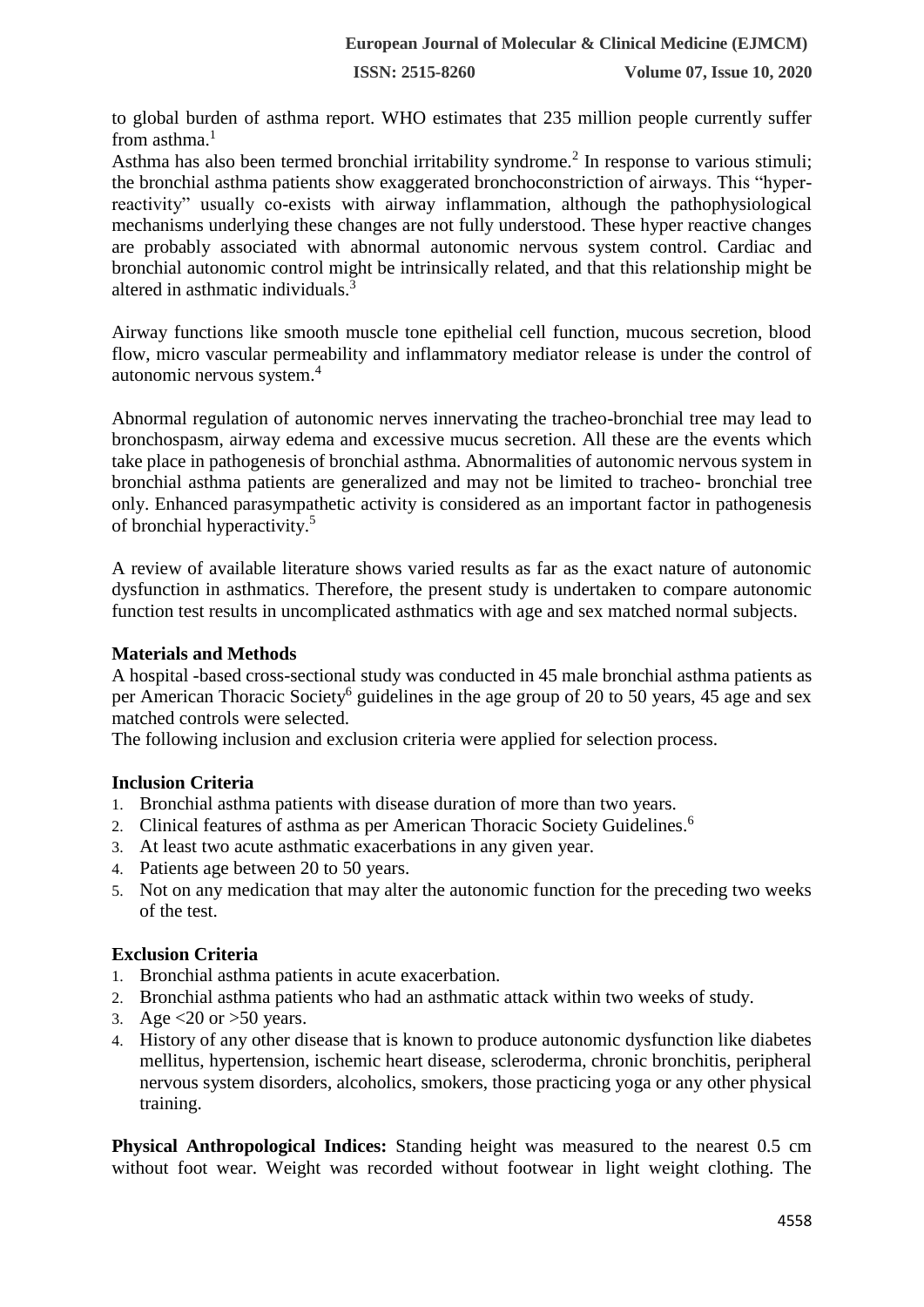to global burden of asthma report. WHO estimates that 235 million people currently suffer from asthma.[1]

Asthma has also been termed bronchial irritability syndrome.[2] In response to various stimuli; the bronchial asthma patients show exaggerated bronchoconstriction of airways. This "hyper-reactivity" usually co-exists with airway inflammation, although the pathophysiological mechanisms underlying these changes are not fully understood. These hyper reactive changes are probably associated with abnormal autonomic nervous system control. Cardiac and bronchial autonomic control might be intrinsically related, and that this relationship might be altered in asthmatic individuals.[3]

Airway functions like smooth muscle tone epithelial cell function, mucous secretion, blood flow, micro vascular permeability and inflammatory mediator release is under the control of autonomic nervous system.[4]

Abnormal regulation of autonomic nerves innervating the tracheo-bronchial tree may lead to bronchospasm, airway edema and excessive mucus secretion. All these are the events which take place in pathogenesis of bronchial asthma. Abnormalities of autonomic nervous system in bronchial asthma patients are generalized and may not be limited to tracheo- bronchial tree only. Enhanced parasympathetic activity is considered as an important factor in pathogenesis of bronchial hyperactivity.[5]

A review of available literature shows varied results as far as the exact nature of autonomic dysfunction in asthmatics. Therefore, the present study is undertaken to compare autonomic function test results in uncomplicated asthmatics with age and sex matched normal subjects.

## Materials and Methods

A hospital -based cross-sectional study was conducted in 45 male bronchial asthma patients as per American Thoracic Society[6] guidelines in the age group of 20 to 50 years, 45 age and sex matched controls were selected.

The following inclusion and exclusion criteria were applied for selection process.

### Inclusion Criteria

1. Bronchial asthma patients with disease duration of more than two years.
2. Clinical features of asthma as per American Thoracic Society Guidelines.[6]
3. At least two acute asthmatic exacerbations in any given year.
4. Patients age between 20 to 50 years.
5. Not on any medication that may alter the autonomic function for the preceding two weeks of the test.

### Exclusion Criteria

1. Bronchial asthma patients in acute exacerbation.
2. Bronchial asthma patients who had an asthmatic attack within two weeks of study.
3. Age <20 or >50 years.
4. History of any other disease that is known to produce autonomic dysfunction like diabetes mellitus, hypertension, ischemic heart disease, scleroderma, chronic bronchitis, peripheral nervous system disorders, alcoholics, smokers, those practicing yoga or any other physical training.

**Physical Anthropological Indices:** Standing height was measured to the nearest 0.5 cm without foot wear. Weight was recorded without footwear in light weight clothing. The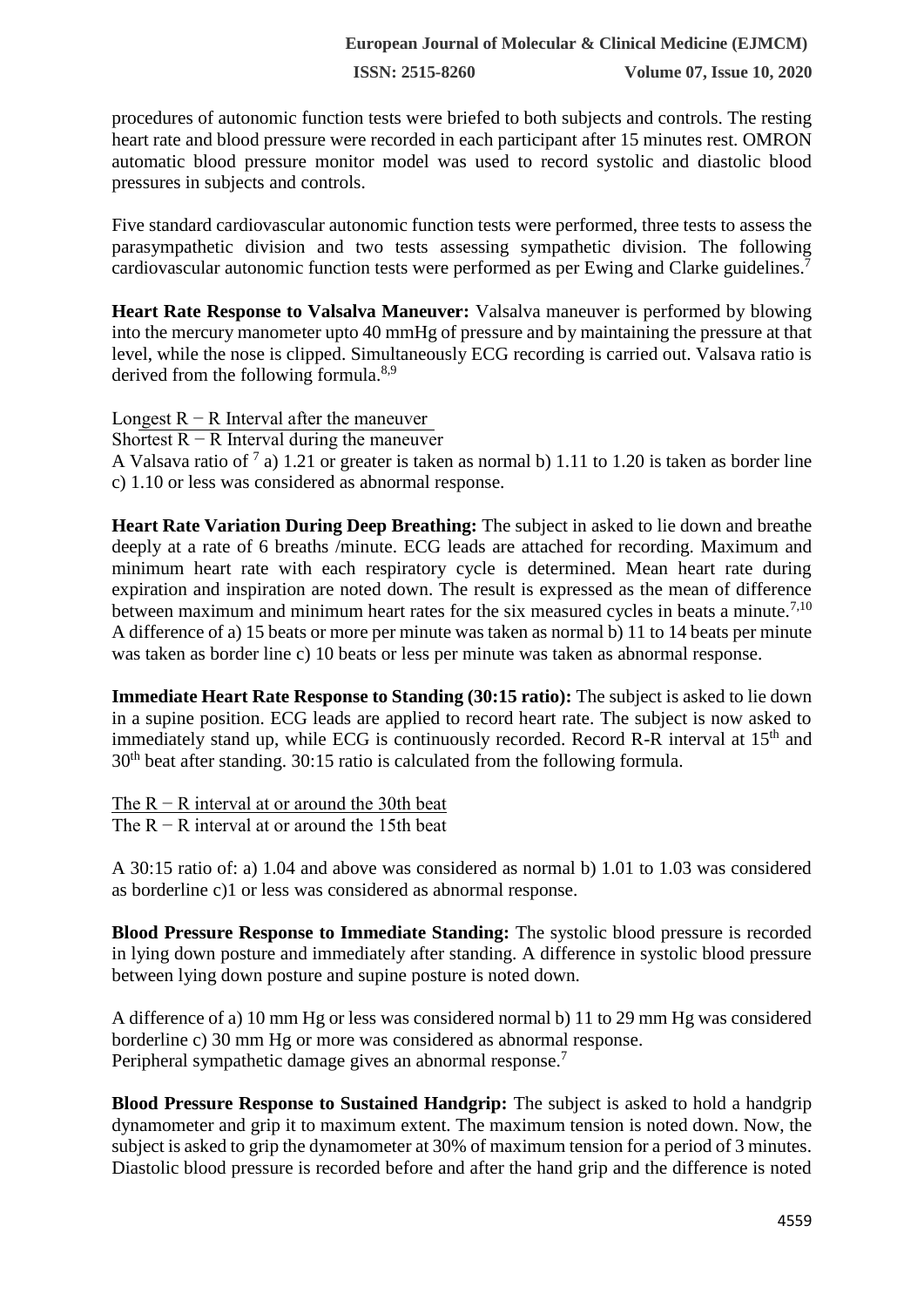procedures of autonomic function tests were briefed to both subjects and controls. The resting heart rate and blood pressure were recorded in each participant after 15 minutes rest. OMRON automatic blood pressure monitor model was used to record systolic and diastolic blood pressures in subjects and controls.

Five standard cardiovascular autonomic function tests were performed, three tests to assess the parasympathetic division and two tests assessing sympathetic division. The following cardiovascular autonomic function tests were performed as per Ewing and Clarke guidelines.[7]

**Heart Rate Response to Valsalva Maneuver:** Valsalva maneuver is performed by blowing into the mercury manometer upto 40 mmHg of pressure and by maintaining the pressure at that level, while the nose is clipped. Simultaneously ECG recording is carried out. Valsava ratio is derived from the following formula.[8,9]

$$\frac{\text{Longest } R - R \text{ Interval after the maneuver}}{\text{Shortest } R - R \text{ Interval during the maneuver}}$$

A Valsava ratio of [7] a) 1.21 or greater is taken as normal b) 1.11 to 1.20 is taken as border line c) 1.10 or less was considered as abnormal response.

**Heart Rate Variation During Deep Breathing:** The subject in asked to lie down and breathe deeply at a rate of 6 breaths /minute. ECG leads are attached for recording. Maximum and minimum heart rate with each respiratory cycle is determined. Mean heart rate during expiration and inspiration are noted down. The result is expressed as the mean of difference between maximum and minimum heart rates for the six measured cycles in beats a minute.[7,10] A difference of a) 15 beats or more per minute was taken as normal b) 11 to 14 beats per minute was taken as border line c) 10 beats or less per minute was taken as abnormal response.

**Immediate Heart Rate Response to Standing (30:15 ratio):** The subject is asked to lie down in a supine position. ECG leads are applied to record heart rate. The subject is now asked to immediately stand up, while ECG is continuously recorded. Record R-R interval at 15th and 30th beat after standing. 30:15 ratio is calculated from the following formula.

$$\frac{\text{The } R - R \text{ interval at or around the 30th beat}}{\text{The } R - R \text{ interval at or around the 15th beat}}$$

A 30:15 ratio of: a) 1.04 and above was considered as normal b) 1.01 to 1.03 was considered as borderline c)1 or less was considered as abnormal response.

**Blood Pressure Response to Immediate Standing:** The systolic blood pressure is recorded in lying down posture and immediately after standing. A difference in systolic blood pressure between lying down posture and supine posture is noted down.

A difference of a) 10 mm Hg or less was considered normal b) 11 to 29 mm Hg was considered borderline c) 30 mm Hg or more was considered as abnormal response.
Peripheral sympathetic damage gives an abnormal response.[7]

**Blood Pressure Response to Sustained Handgrip:** The subject is asked to hold a handgrip dynamometer and grip it to maximum extent. The maximum tension is noted down. Now, the subject is asked to grip the dynamometer at 30% of maximum tension for a period of 3 minutes. Diastolic blood pressure is recorded before and after the hand grip and the difference is noted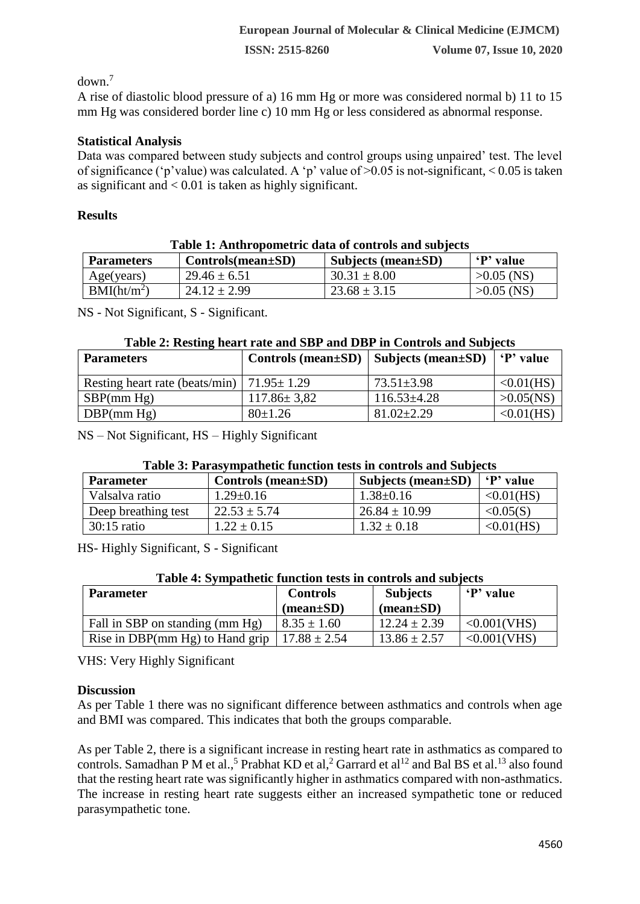down.[7]

A rise of diastolic blood pressure of a) 16 mm Hg or more was considered normal b) 11 to 15 mm Hg was considered border line c) 10 mm Hg or less considered as abnormal response.

### Statistical Analysis

Data was compared between study subjects and control groups using unpaired' test. The level of significance ('p'value) was calculated. A 'p' value of >0.05 is not-significant, < 0.05 is taken as significant and < 0.01 is taken as highly significant.

### Results

**Table 1: Anthropometric data of controls and subjects**

| Parameters | Controls(mean±SD) | Subjects (mean±SD) | 'P' value |
|---|---|---|---|
| Age(years) | 29.46 ± 6.51 | 30.31 ± 8.00 | >0.05 (NS) |
| BMI(ht/m$^2$) | 24.12 ± 2.99 | 23.68 ± 3.15 | >0.05 (NS) |

NS - Not Significant, S - Significant.

**Table 2: Resting heart rate and SBP and DBP in Controls and Subjects**

| Parameters | Controls (mean±SD) | Subjects (mean±SD) | 'P' value |
|---|---|---|---|
| Resting heart rate (beats/min) | 71.95± 1.29 | 73.51±3.98 | <0.01(HS) |
| SBP(mm Hg) | 117.86± 3,82 | 116.53±4.28 | >0.05(NS) |
| DBP(mm Hg) | 80±1.26 | 81.02±2.29 | <0.01(HS) |

NS – Not Significant, HS – Highly Significant

**Table 3: Parasympathetic function tests in controls and Subjects**

| Parameter | Controls (mean±SD) | Subjects (mean±SD) | 'P' value |
|---|---|---|---|
| Valsalva ratio | 1.29±0.16 | 1.38±0.16 | <0.01(HS) |
| Deep breathing test | 22.53 ± 5.74 | 26.84 ± 10.99 | <0.05(S) |
| 30:15 ratio | 1.22 ± 0.15 | 1.32 ± 0.18 | <0.01(HS) |

HS- Highly Significant, S - Significant

**Table 4: Sympathetic function tests in controls and subjects**

| Parameter | Controls (mean±SD) | Subjects (mean±SD) | 'P' value |
|---|---|---|---|
| Fall in SBP on standing (mm Hg) | 8.35 ± 1.60 | 12.24 ± 2.39 | <0.001(VHS) |
| Rise in DBP(mm Hg) to Hand grip | 17.88 ± 2.54 | 13.86 ± 2.57 | <0.001(VHS) |

VHS: Very Highly Significant

### Discussion

As per Table 1 there was no significant difference between asthmatics and controls when age and BMI was compared. This indicates that both the groups comparable.

As per Table 2, there is a significant increase in resting heart rate in asthmatics as compared to controls. Samadhan P M et al.,[5] Prabhat KD et al,[2] Garrard et al[12] and Bal BS et al.[13] also found that the resting heart rate was significantly higher in asthmatics compared with non-asthmatics. The increase in resting heart rate suggests either an increased sympathetic tone or reduced parasympathetic tone.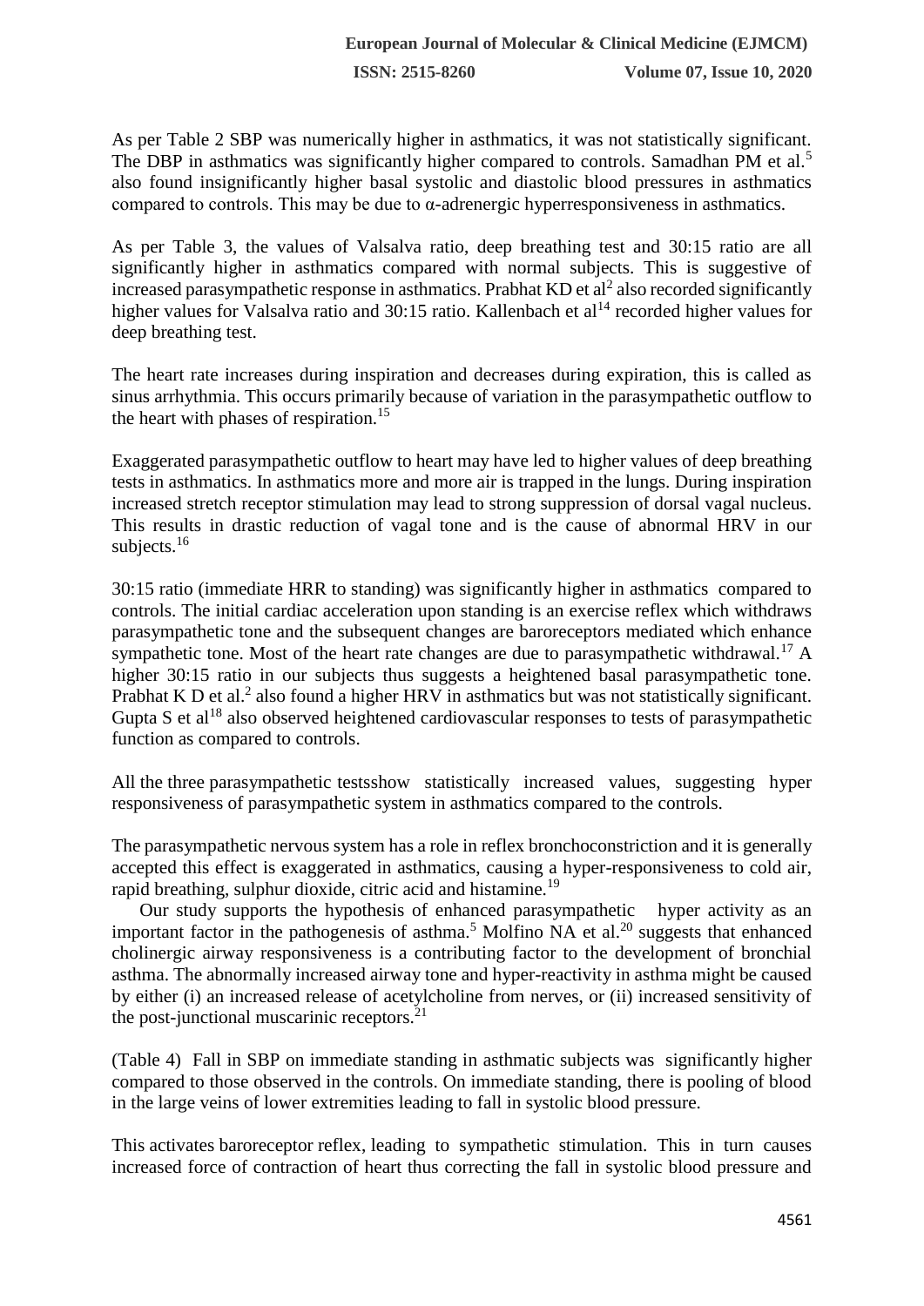As per Table 2 SBP was numerically higher in asthmatics, it was not statistically significant. The DBP in asthmatics was significantly higher compared to controls. Samadhan PM et al.[5] also found insignificantly higher basal systolic and diastolic blood pressures in asthmatics compared to controls. This may be due to α-adrenergic hyperresponsiveness in asthmatics.

As per Table 3, the values of Valsalva ratio, deep breathing test and 30:15 ratio are all significantly higher in asthmatics compared with normal subjects. This is suggestive of increased parasympathetic response in asthmatics. Prabhat KD et al[2] also recorded significantly higher values for Valsalva ratio and 30:15 ratio. Kallenbach et al[14] recorded higher values for deep breathing test.

The heart rate increases during inspiration and decreases during expiration, this is called as sinus arrhythmia. This occurs primarily because of variation in the parasympathetic outflow to the heart with phases of respiration.[15]

Exaggerated parasympathetic outflow to heart may have led to higher values of deep breathing tests in asthmatics. In asthmatics more and more air is trapped in the lungs. During inspiration increased stretch receptor stimulation may lead to strong suppression of dorsal vagal nucleus. This results in drastic reduction of vagal tone and is the cause of abnormal HRV in our subjects.[16]

30:15 ratio (immediate HRR to standing) was significantly higher in asthmatics compared to controls. The initial cardiac acceleration upon standing is an exercise reflex which withdraws parasympathetic tone and the subsequent changes are baroreceptors mediated which enhance sympathetic tone. Most of the heart rate changes are due to parasympathetic withdrawal.[17] A higher 30:15 ratio in our subjects thus suggests a heightened basal parasympathetic tone. Prabhat K D et al.[2] also found a higher HRV in asthmatics but was not statistically significant. Gupta S et al[18] also observed heightened cardiovascular responses to tests of parasympathetic function as compared to controls.

All the three parasympathetic testsshow statistically increased values, suggesting hyper responsiveness of parasympathetic system in asthmatics compared to the controls.

The parasympathetic nervous system has a role in reflex bronchoconstriction and it is generally accepted this effect is exaggerated in asthmatics, causing a hyper-responsiveness to cold air, rapid breathing, sulphur dioxide, citric acid and histamine.[19]

Our study supports the hypothesis of enhanced parasympathetic hyper activity as an important factor in the pathogenesis of asthma.[5] Molfino NA et al.[20] suggests that enhanced cholinergic airway responsiveness is a contributing factor to the development of bronchial asthma. The abnormally increased airway tone and hyper-reactivity in asthma might be caused by either (i) an increased release of acetylcholine from nerves, or (ii) increased sensitivity of the post-junctional muscarinic receptors.[21]

(Table 4) Fall in SBP on immediate standing in asthmatic subjects was significantly higher compared to those observed in the controls. On immediate standing, there is pooling of blood in the large veins of lower extremities leading to fall in systolic blood pressure.

This activates baroreceptor reflex, leading to sympathetic stimulation. This in turn causes increased force of contraction of heart thus correcting the fall in systolic blood pressure and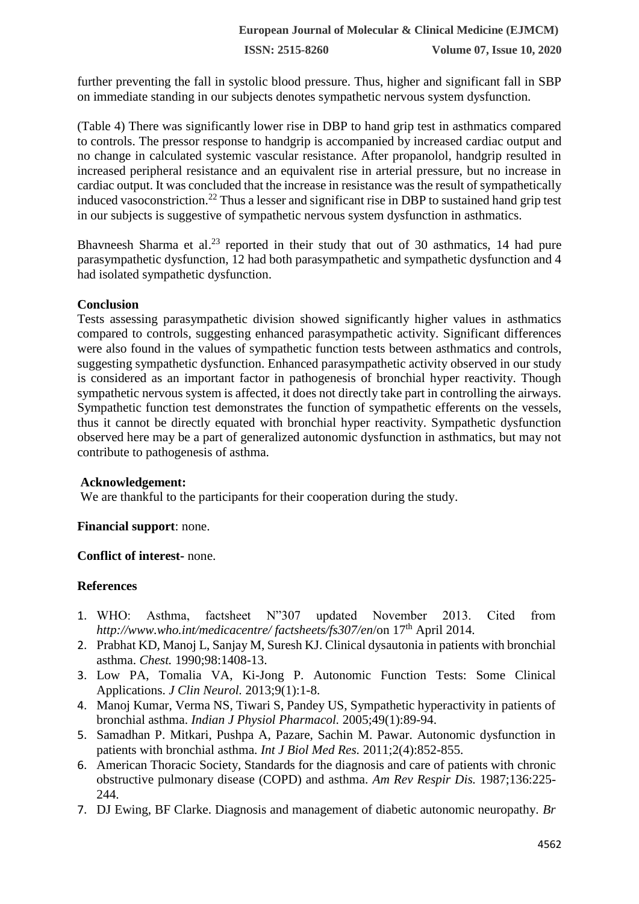further preventing the fall in systolic blood pressure. Thus, higher and significant fall in SBP on immediate standing in our subjects denotes sympathetic nervous system dysfunction.

(Table 4) There was significantly lower rise in DBP to hand grip test in asthmatics compared to controls. The pressor response to handgrip is accompanied by increased cardiac output and no change in calculated systemic vascular resistance. After propanolol, handgrip resulted in increased peripheral resistance and an equivalent rise in arterial pressure, but no increase in cardiac output. It was concluded that the increase in resistance was the result of sympathetically induced vasoconstriction.[22] Thus a lesser and significant rise in DBP to sustained hand grip test in our subjects is suggestive of sympathetic nervous system dysfunction in asthmatics.

Bhavneesh Sharma et al.[23] reported in their study that out of 30 asthmatics, 14 had pure parasympathetic dysfunction, 12 had both parasympathetic and sympathetic dysfunction and 4 had isolated sympathetic dysfunction.

## Conclusion

Tests assessing parasympathetic division showed significantly higher values in asthmatics compared to controls, suggesting enhanced parasympathetic activity. Significant differences were also found in the values of sympathetic function tests between asthmatics and controls, suggesting sympathetic dysfunction. Enhanced parasympathetic activity observed in our study is considered as an important factor in pathogenesis of bronchial hyper reactivity. Though sympathetic nervous system is affected, it does not directly take part in controlling the airways. Sympathetic function test demonstrates the function of sympathetic efferents on the vessels, thus it cannot be directly equated with bronchial hyper reactivity. Sympathetic dysfunction observed here may be a part of generalized autonomic dysfunction in asthmatics, but may not contribute to pathogenesis of asthma.

**Acknowledgement:**

We are thankful to the participants for their cooperation during the study.

**Financial support**: none.

**Conflict of interest-** none.

## References

1. WHO: Asthma, factsheet N"307 updated November 2013. Cited from *http://www.who.int/medicacentre/ factsheets/fs307/en*/on 17th April 2014.
2. Prabhat KD, Manoj L, Sanjay M, Suresh KJ. Clinical dysautonia in patients with bronchial asthma. *Chest.* 1990;98:1408-13.
3. Low PA, Tomalia VA, Ki-Jong P. Autonomic Function Tests: Some Clinical Applications. *J Clin Neurol.* 2013;9(1):1-8.
4. Manoj Kumar, Verma NS, Tiwari S, Pandey US, Sympathetic hyperactivity in patients of bronchial asthma. *Indian J Physiol Pharmacol.* 2005;49(1):89-94.
5. Samadhan P. Mitkari, Pushpa A, Pazare, Sachin M. Pawar. Autonomic dysfunction in patients with bronchial asthma. *Int J Biol Med Res.* 2011;2(4):852-855.
6. American Thoracic Society, Standards for the diagnosis and care of patients with chronic obstructive pulmonary disease (COPD) and asthma. *Am Rev Respir Dis.* 1987;136:225-244.
7. DJ Ewing, BF Clarke. Diagnosis and management of diabetic autonomic neuropathy. *Br*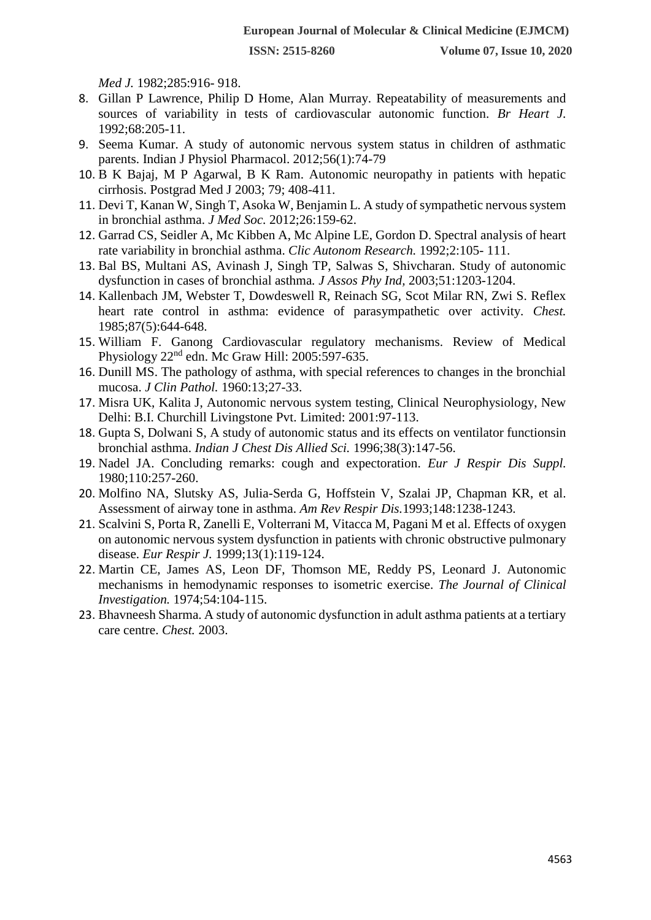*Med J.* 1982;285:916- 918.

8. Gillan P Lawrence, Philip D Home, Alan Murray. Repeatability of measurements and sources of variability in tests of cardiovascular autonomic function. *Br Heart J.* 1992;68:205-11.
9. Seema Kumar. A study of autonomic nervous system status in children of asthmatic parents. Indian J Physiol Pharmacol. 2012;56(1):74-79
10. B K Bajaj, M P Agarwal, B K Ram. Autonomic neuropathy in patients with hepatic cirrhosis. Postgrad Med J 2003; 79; 408-411.
11. Devi T, Kanan W, Singh T, Asoka W, Benjamin L. A study of sympathetic nervous system in bronchial asthma. *J Med Soc.* 2012;26:159-62.
12. Garrad CS, Seidler A, Mc Kibben A, Mc Alpine LE, Gordon D. Spectral analysis of heart rate variability in bronchial asthma. *Clic Autonom Research.* 1992;2:105- 111.
13. Bal BS, Multani AS, Avinash J, Singh TP, Salwas S, Shivcharan. Study of autonomic dysfunction in cases of bronchial asthma. *J Assos Phy Ind,* 2003;51:1203-1204.
14. Kallenbach JM, Webster T, Dowdeswell R, Reinach SG, Scot Milar RN, Zwi S. Reflex heart rate control in asthma: evidence of parasympathetic over activity. *Chest.* 1985;87(5):644-648.
15. William F. Ganong Cardiovascular regulatory mechanisms. Review of Medical Physiology 22[nd] edn. Mc Graw Hill: 2005:597-635.
16. Dunill MS. The pathology of asthma, with special references to changes in the bronchial mucosa. *J Clin Pathol.* 1960:13;27-33.
17. Misra UK, Kalita J, Autonomic nervous system testing, Clinical Neurophysiology, New Delhi: B.I. Churchill Livingstone Pvt. Limited: 2001:97-113.
18. Gupta S, Dolwani S, A study of autonomic status and its effects on ventilator functionsin bronchial asthma. *Indian J Chest Dis Allied Sci.* 1996;38(3):147-56.
19. Nadel JA. Concluding remarks: cough and expectoration. *Eur J Respir Dis Suppl.* 1980;110:257-260.
20. Molfino NA, Slutsky AS, Julia-Serda G, Hoffstein V, Szalai JP, Chapman KR, et al. Assessment of airway tone in asthma. *Am Rev Respir Dis.*1993;148:1238-1243.
21. Scalvini S, Porta R, Zanelli E, Volterrani M, Vitacca M, Pagani M et al. Effects of oxygen on autonomic nervous system dysfunction in patients with chronic obstructive pulmonary disease. *Eur Respir J.* 1999;13(1):119-124.
22. Martin CE, James AS, Leon DF, Thomson ME, Reddy PS, Leonard J. Autonomic mechanisms in hemodynamic responses to isometric exercise. *The Journal of Clinical Investigation.* 1974;54:104-115.
23. Bhavneesh Sharma. A study of autonomic dysfunction in adult asthma patients at a tertiary care centre. *Chest.* 2003.